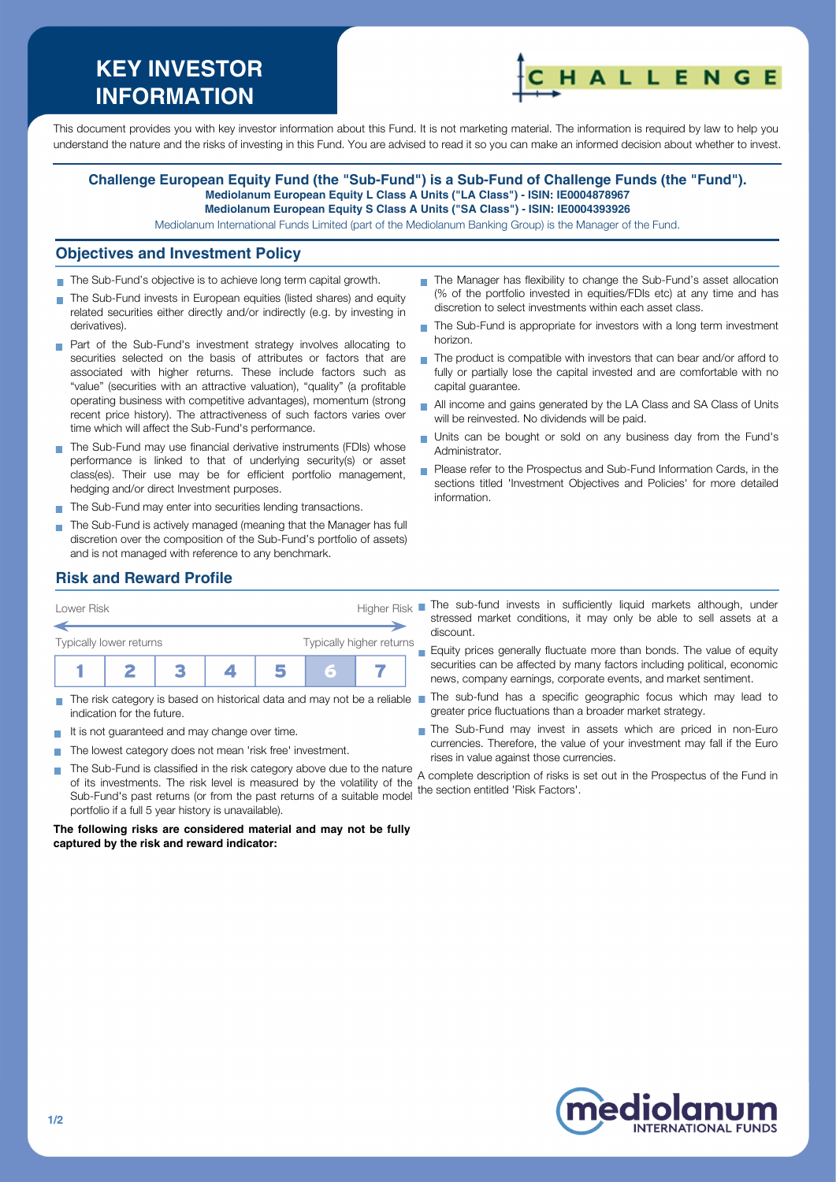# KEY INVESTOR INFORMATION

This document provides you with key investor information about this Fund. It is not marketing material. The information is required by law to help you understand the nature and the risks of investing in this Fund. You are advised to read it so you can make an informed decision about whether to invest.

**Challenge European Equity Fund (the "Sub-Fund") is a Sub-Fund of Challenge Funds (the "Fund").**
**Mediolanum European Equity L Class A Units ("LA Class") - ISIN: IE0004878967**
**Mediolanum European Equity S Class A Units ("SA Class") - ISIN: IE0004393926**

Mediolanum International Funds Limited (part of the Mediolanum Banking Group) is the Manager of the Fund.

## Objectives and Investment Policy

- The Sub-Fund's objective is to achieve long term capital growth.
- The Sub-Fund invests in European equities (listed shares) and equity related securities either directly and/or indirectly (e.g. by investing in derivatives).
- Part of the Sub-Fund's investment strategy involves allocating to securities selected on the basis of attributes or factors that are associated with higher returns. These include factors such as "value" (securities with an attractive valuation), "quality" (a profitable operating business with competitive advantages), momentum (strong recent price history). The attractiveness of such factors varies over time which will affect the Sub-Fund's performance.
- The Sub-Fund may use financial derivative instruments (FDIs) whose performance is linked to that of underlying security(s) or asset class(es). Their use may be for efficient portfolio management, hedging and/or direct Investment purposes.
- The Sub-Fund may enter into securities lending transactions.
- The Sub-Fund is actively managed (meaning that the Manager has full discretion over the composition of the Sub-Fund's portfolio of assets) and is not managed with reference to any benchmark.
- The Manager has flexibility to change the Sub-Fund's asset allocation (% of the portfolio invested in equities/FDIs etc) at any time and has discretion to select investments within each asset class.
- The Sub-Fund is appropriate for investors with a long term investment horizon.
- The product is compatible with investors that can bear and/or afford to fully or partially lose the capital invested and are comfortable with no capital guarantee.
- All income and gains generated by the LA Class and SA Class of Units will be reinvested. No dividends will be paid.
- Units can be bought or sold on any business day from the Fund's Administrator.
- Please refer to the Prospectus and Sub-Fund Information Cards, in the sections titled 'Investment Objectives and Policies' for more detailed information.

## Risk and Reward Profile

Lower Risk — Higher Risk

Typically lower returns — Typically higher returns

| 1 | 2 | 3 | 4 | 5 | **6** | 7 |
|---|---|---|---|---|---|---|

- The risk category is based on historical data and may not be a reliable indication for the future.
- It is not guaranteed and may change over time.
- The lowest category does not mean 'risk free' investment.
- The Sub-Fund is classified in the risk category above due to the nature of its investments. The risk level is measured by the volatility of the Sub-Fund's past returns (or from the past returns of a suitable model portfolio if a full 5 year history is unavailable).

**The following risks are considered material and may not be fully captured by the risk and reward indicator:**

- The sub-fund invests in sufficiently liquid markets although, under stressed market conditions, it may only be able to sell assets at a discount.
- Equity prices generally fluctuate more than bonds. The value of equity securities can be affected by many factors including political, economic news, company earnings, corporate events, and market sentiment.
- The sub-fund has a specific geographic focus which may lead to greater price fluctuations than a broader market strategy.
- The Sub-Fund may invest in assets which are priced in non-Euro currencies. Therefore, the value of your investment may fall if the Euro rises in value against those currencies.

A complete description of risks is set out in the Prospectus of the Fund in the section entitled 'Risk Factors'.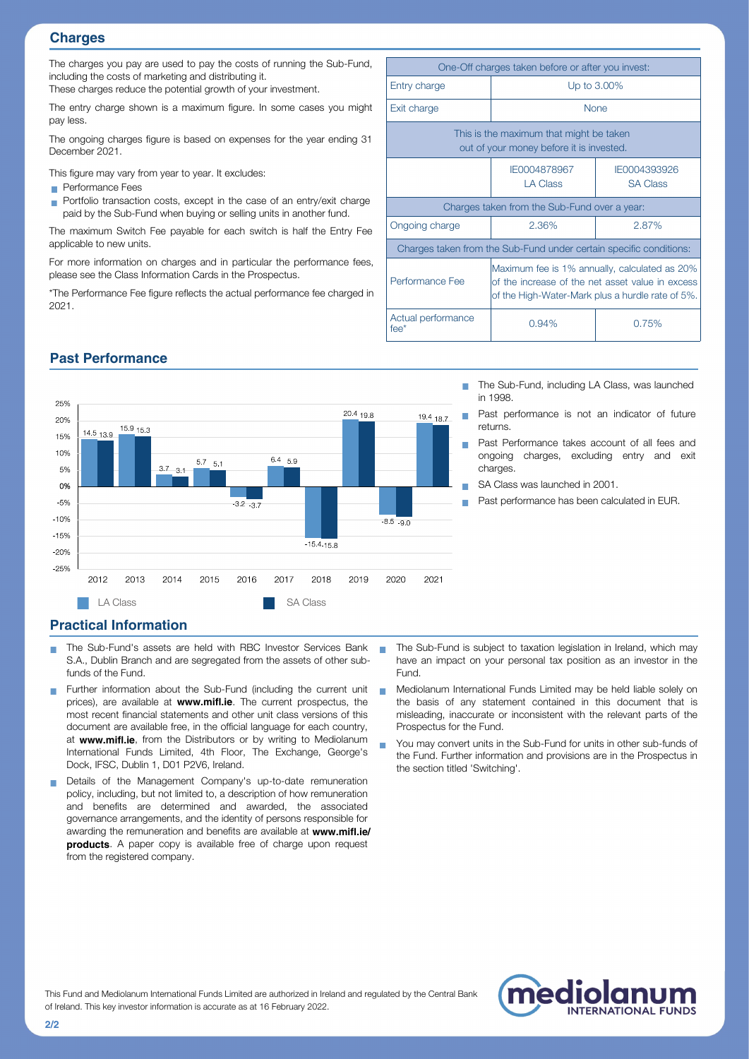## Charges

The charges you pay are used to pay the costs of running the Sub-Fund, including the costs of marketing and distributing it.
These charges reduce the potential growth of your investment.

The entry charge shown is a maximum figure. In some cases you might pay less.

The ongoing charges figure is based on expenses for the year ending 31 December 2021.

This figure may vary from year to year. It excludes:

- Performance Fees
- Portfolio transaction costs, except in the case of an entry/exit charge paid by the Sub-Fund when buying or selling units in another fund.

The maximum Switch Fee payable for each switch is half the Entry Fee applicable to new units.

For more information on charges and in particular the performance fees, please see the Class Information Cards in the Prospectus.

*The Performance Fee figure reflects the actual performance fee charged in 2021.

| One-Off charges taken before or after you invest: | | |
|---|---|---|
| Entry charge | Up to 3.00% | |
| Exit charge | None | |
| This is the maximum that might be taken out of your money before it is invested. | | |
| | IE0004878967 LA Class | IE0004393926 SA Class |
| Charges taken from the Sub-Fund over a year: | | |
| Ongoing charge | 2.36% | 2.87% |
| Charges taken from the Sub-Fund under certain specific conditions: | | |
| Performance Fee | Maximum fee is 1% annually, calculated as 20% of the increase of the net asset value in excess of the High-Water-Mark plus a hurdle rate of 5%. | |
| Actual performance fee* | 0.94% | 0.75% |

## Past Performance

25%
20%
15%
10%
5%
0%
-5%
-10%
-15%
-20%
-25%

14.5 13.9
15.9 15.3
3.7 3.1
5.7 5.1
-3.2 -3.7
6.4 5.9
-15.4 -15.8
20.4 19.8
-8.5 -9.0
19.4 18.7

2012 2013 2014 2015 2016 2017 2018 2019 2020 2021

LA Class
SA Class

- The Sub-Fund, including LA Class, was launched in 1998.
- Past performance is not an indicator of future returns.
- Past Performance takes account of all fees and ongoing charges, excluding entry and exit charges.
- SA Class was launched in 2001.
- Past performance has been calculated in EUR.

## Practical Information

- The Sub-Fund's assets are held with RBC Investor Services Bank S.A., Dublin Branch and are segregated from the assets of other sub-funds of the Fund.
- Further information about the Sub-Fund (including the current unit prices), are available at **www.mifl.ie**. The current prospectus, the most recent financial statements and other unit class versions of this document are available free, in the official language for each country, at **www.mifl.ie**, from the Distributors or by writing to Mediolanum International Funds Limited, 4th Floor, The Exchange, George's Dock, IFSC, Dublin 1, D01 P2V6, Ireland.
- Details of the Management Company's up-to-date remuneration policy, including, but not limited to, a description of how remuneration and benefits are determined and awarded, the associated governance arrangements, and the identity of persons responsible for awarding the remuneration and benefits are available at **www.mifl.ie/products**. A paper copy is available free of charge upon request from the registered company.
- The Sub-Fund is subject to taxation legislation in Ireland, which may have an impact on your personal tax position as an investor in the Fund.
- Mediolanum International Funds Limited may be held liable solely on the basis of any statement contained in this document that is misleading, inaccurate or inconsistent with the relevant parts of the Prospectus for the Fund.
- You may convert units in the Sub-Fund for units in other sub-funds of the Fund. Further information and provisions are in the Prospectus in the section titled 'Switching'.

This Fund and Mediolanum International Funds Limited are authorized in Ireland and regulated by the Central Bank of Ireland. This key investor information is accurate as at 16 February 2022.